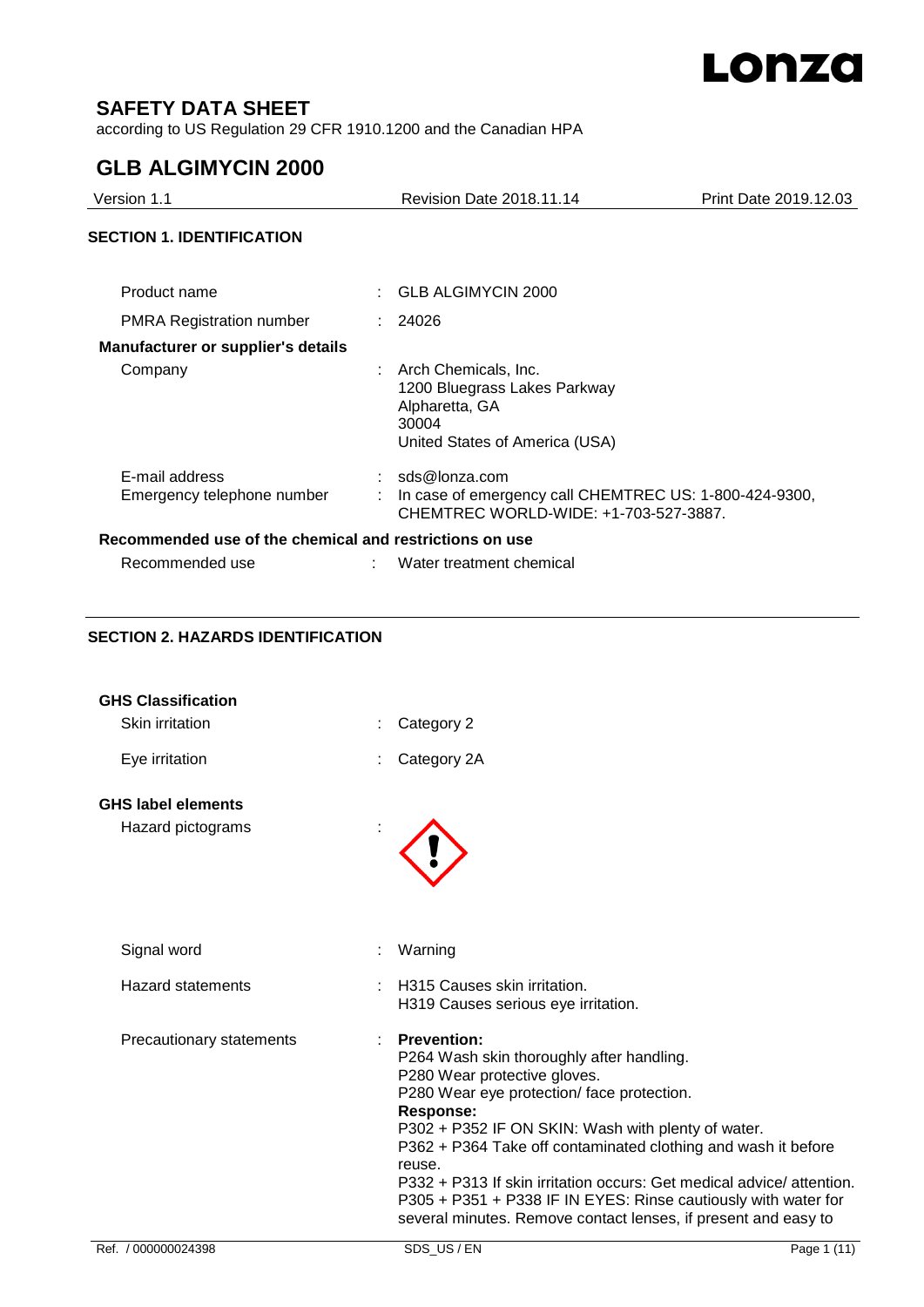# SAFETY DATA SHEET

according to US Regulation 29 CFR 1910.1200 and the Canadian HPA

# GLB ALGIMYCIN 2000

| Version 1.1 | Revision Date 2018.11.14 | Print Date 2019.12.03 |
|---|---|---|

## SECTION 1. IDENTIFICATION

Product name : GLB ALGIMYCIN 2000

PMRA Registration number : 24026

**Manufacturer or supplier's details**

Company : Arch Chemicals, Inc.
1200 Bluegrass Lakes Parkway
Alpharetta, GA
30004
United States of America (USA)

E-mail address : sds@lonza.com

Emergency telephone number : In case of emergency call CHEMTREC US: 1-800-424-9300, CHEMTREC WORLD-WIDE: +1-703-527-3887.

**Recommended use of the chemical and restrictions on use**

Recommended use : Water treatment chemical

## SECTION 2. HAZARDS IDENTIFICATION

**GHS Classification**

Skin irritation : Category 2

Eye irritation : Category 2A

**GHS label elements**

Hazard pictograms :

Signal word : Warning

Hazard statements : H315 Causes skin irritation.
H319 Causes serious eye irritation.

Precautionary statements : **Prevention:**
P264 Wash skin thoroughly after handling.
P280 Wear protective gloves.
P280 Wear eye protection/ face protection.
**Response:**
P302 + P352 IF ON SKIN: Wash with plenty of water.
P362 + P364 Take off contaminated clothing and wash it before reuse.
P332 + P313 If skin irritation occurs: Get medical advice/ attention.
P305 + P351 + P338 IF IN EYES: Rinse cautiously with water for several minutes. Remove contact lenses, if present and easy to

Ref. / 000000024398 SDS_US / EN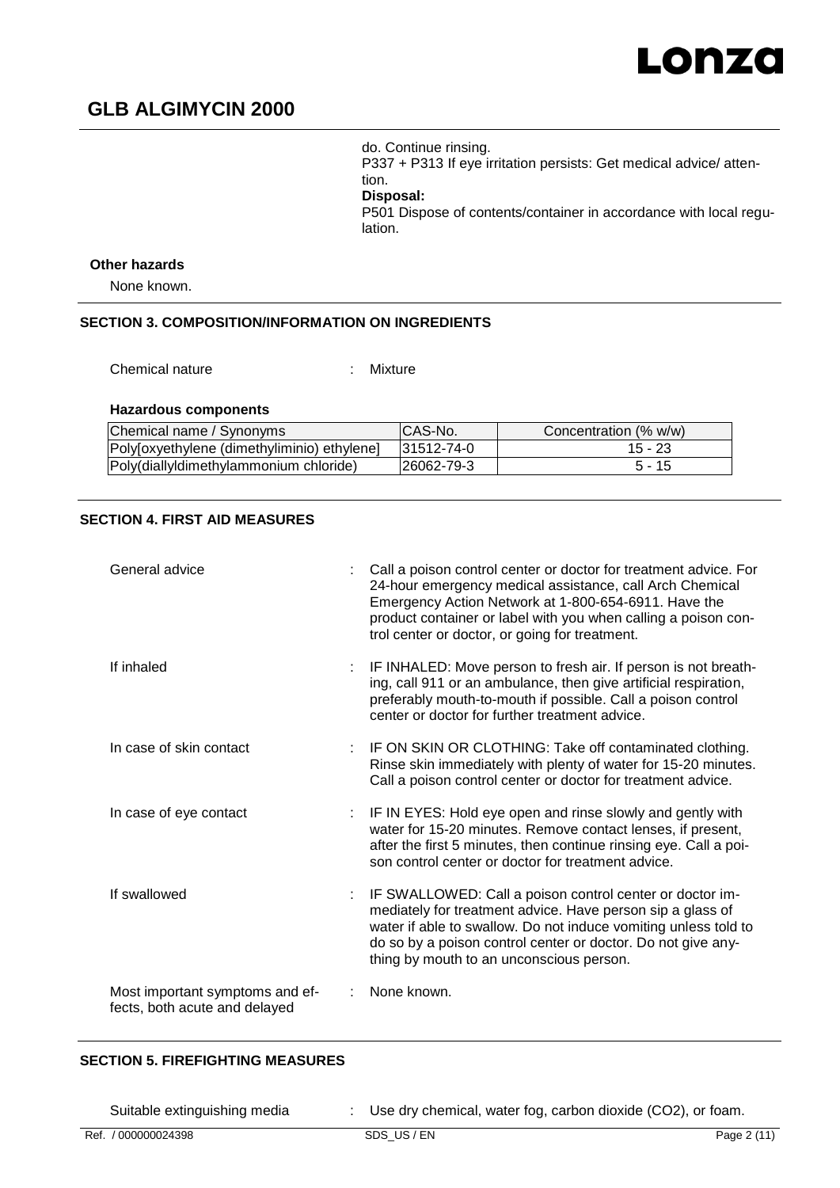do. Continue rinsing.
P337 + P313 If eye irritation persists: Get medical advice/ attention.
**Disposal:**
P501 Dispose of contents/container in accordance with local regulation.

**Other hazards**

None known.

## SECTION 3. COMPOSITION/INFORMATION ON INGREDIENTS

Chemical nature : Mixture

**Hazardous components**

| Chemical name / Synonyms | CAS-No. | Concentration (% w/w) |
|---|---|---|
| Poly[oxyethylene (dimethyliminio) ethylene] | 31512-74-0 | 15 - 23 |
| Poly(diallyldimethylammonium chloride) | 26062-79-3 | 5 - 15 |

## SECTION 4. FIRST AID MEASURES

General advice : Call a poison control center or doctor for treatment advice. For 24-hour emergency medical assistance, call Arch Chemical Emergency Action Network at 1-800-654-6911. Have the product container or label with you when calling a poison control center or doctor, or going for treatment.

If inhaled : IF INHALED: Move person to fresh air. If person is not breathing, call 911 or an ambulance, then give artificial respiration, preferably mouth-to-mouth if possible. Call a poison control center or doctor for further treatment advice.

In case of skin contact : IF ON SKIN OR CLOTHING: Take off contaminated clothing. Rinse skin immediately with plenty of water for 15-20 minutes. Call a poison control center or doctor for treatment advice.

In case of eye contact : IF IN EYES: Hold eye open and rinse slowly and gently with water for 15-20 minutes. Remove contact lenses, if present, after the first 5 minutes, then continue rinsing eye. Call a poison control center or doctor for treatment advice.

If swallowed : IF SWALLOWED: Call a poison control center or doctor immediately for treatment advice. Have person sip a glass of water if able to swallow. Do not induce vomiting unless told to do so by a poison control center or doctor. Do not give anything by mouth to an unconscious person.

Most important symptoms and effects, both acute and delayed : None known.

## SECTION 5. FIREFIGHTING MEASURES

Suitable extinguishing media : Use dry chemical, water fog, carbon dioxide ($CO_2$), or foam.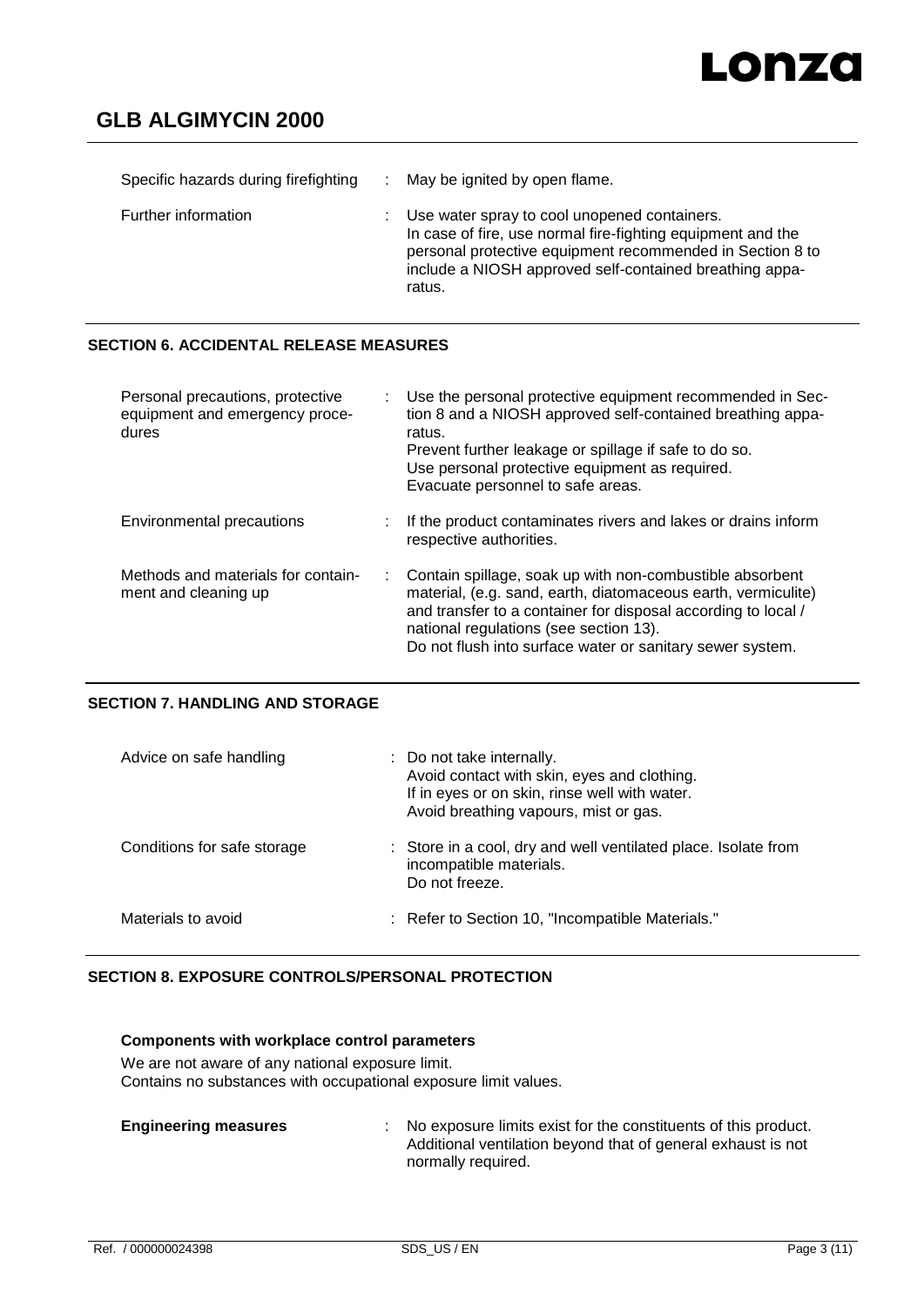| | | |
|---|---|---|
| Specific hazards during firefighting | : | May be ignited by open flame. |
| Further information | : | Use water spray to cool unopened containers.<br>In case of fire, use normal fire-fighting equipment and the personal protective equipment recommended in Section 8 to include a NIOSH approved self-contained breathing apparatus. |

## SECTION 6. ACCIDENTAL RELEASE MEASURES

| | | |
|---|---|---|
| Personal precautions, protective equipment and emergency procedures | : | Use the personal protective equipment recommended in Section 8 and a NIOSH approved self-contained breathing apparatus.<br>Prevent further leakage or spillage if safe to do so.<br>Use personal protective equipment as required.<br>Evacuate personnel to safe areas. |
| Environmental precautions | : | If the product contaminates rivers and lakes or drains inform respective authorities. |
| Methods and materials for containment and cleaning up | : | Contain spillage, soak up with non-combustible absorbent material, (e.g. sand, earth, diatomaceous earth, vermiculite) and transfer to a container for disposal according to local / national regulations (see section 13).<br>Do not flush into surface water or sanitary sewer system. |

## SECTION 7. HANDLING AND STORAGE

| | | |
|---|---|---|
| Advice on safe handling | : | Do not take internally.<br>Avoid contact with skin, eyes and clothing.<br>If in eyes or on skin, rinse well with water.<br>Avoid breathing vapours, mist or gas. |
| Conditions for safe storage | : | Store in a cool, dry and well ventilated place. Isolate from incompatible materials.<br>Do not freeze. |
| Materials to avoid | : | Refer to Section 10, "Incompatible Materials." |

## SECTION 8. EXPOSURE CONTROLS/PERSONAL PROTECTION

**Components with workplace control parameters**

We are not aware of any national exposure limit.
Contains no substances with occupational exposure limit values.

| | | |
|---|---|---|
| **Engineering measures** | : | No exposure limits exist for the constituents of this product. Additional ventilation beyond that of general exhaust is not normally required. |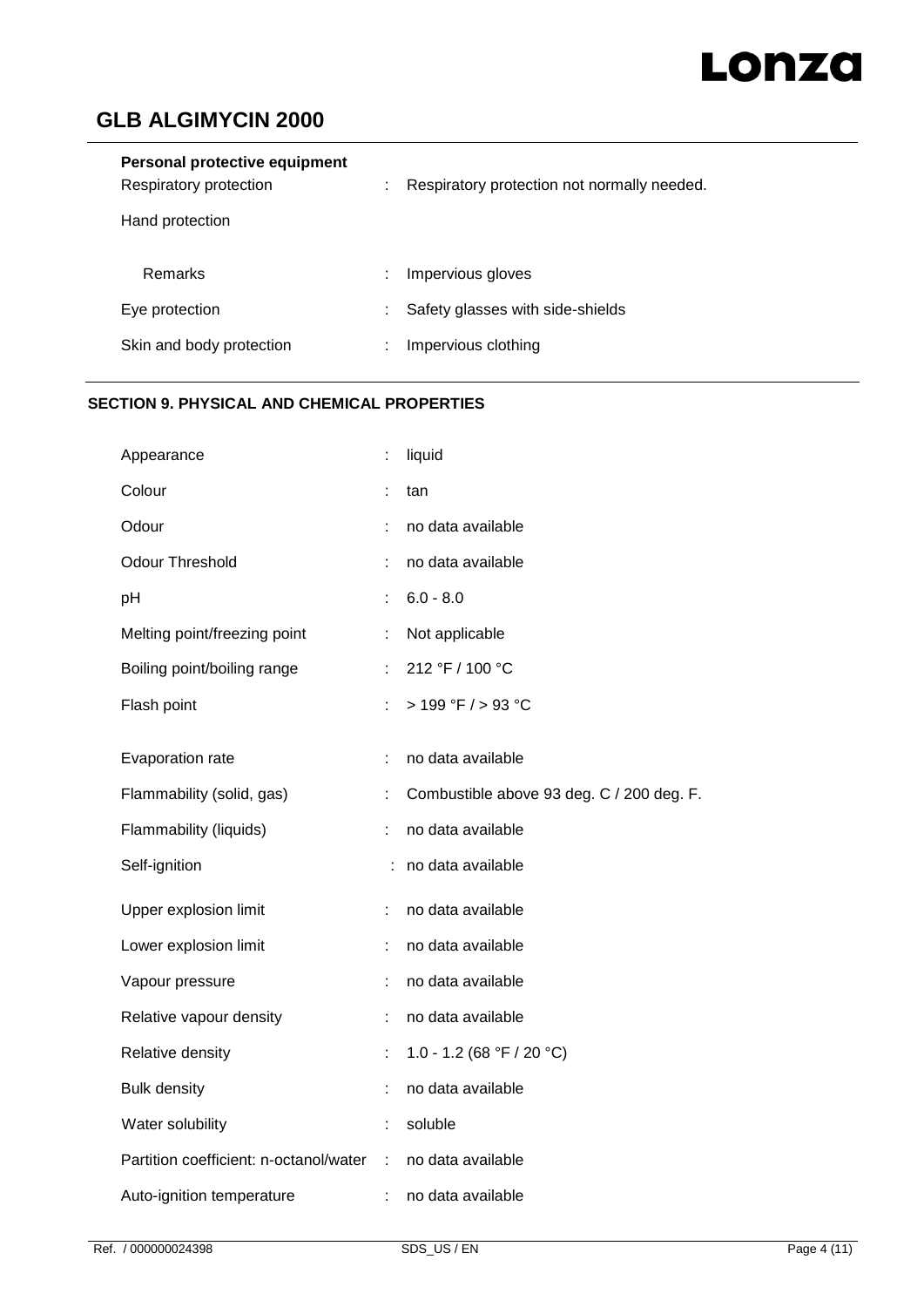**Personal protective equipment**

| | | |
|---|---|---|
| Respiratory protection | : | Respiratory protection not normally needed. |
| Hand protection | | |
| Remarks | : | Impervious gloves |
| Eye protection | : | Safety glasses with side-shields |
| Skin and body protection | : | Impervious clothing |

## SECTION 9. PHYSICAL AND CHEMICAL PROPERTIES

| | | |
|---|---|---|
| Appearance | : | liquid |
| Colour | : | tan |
| Odour | : | no data available |
| Odour Threshold | : | no data available |
| pH | : | 6.0 - 8.0 |
| Melting point/freezing point | : | Not applicable |
| Boiling point/boiling range | : | 212 °F / 100 °C |
| Flash point | : | > 199 °F / > 93 °C |
| Evaporation rate | : | no data available |
| Flammability (solid, gas) | : | Combustible above 93 deg. C / 200 deg. F. |
| Flammability (liquids) | : | no data available |
| Self-ignition | : | no data available |
| Upper explosion limit | : | no data available |
| Lower explosion limit | : | no data available |
| Vapour pressure | : | no data available |
| Relative vapour density | : | no data available |
| Relative density | : | 1.0 - 1.2 (68 °F / 20 °C) |
| Bulk density | : | no data available |
| Water solubility | : | soluble |
| Partition coefficient: n-octanol/water | : | no data available |
| Auto-ignition temperature | : | no data available |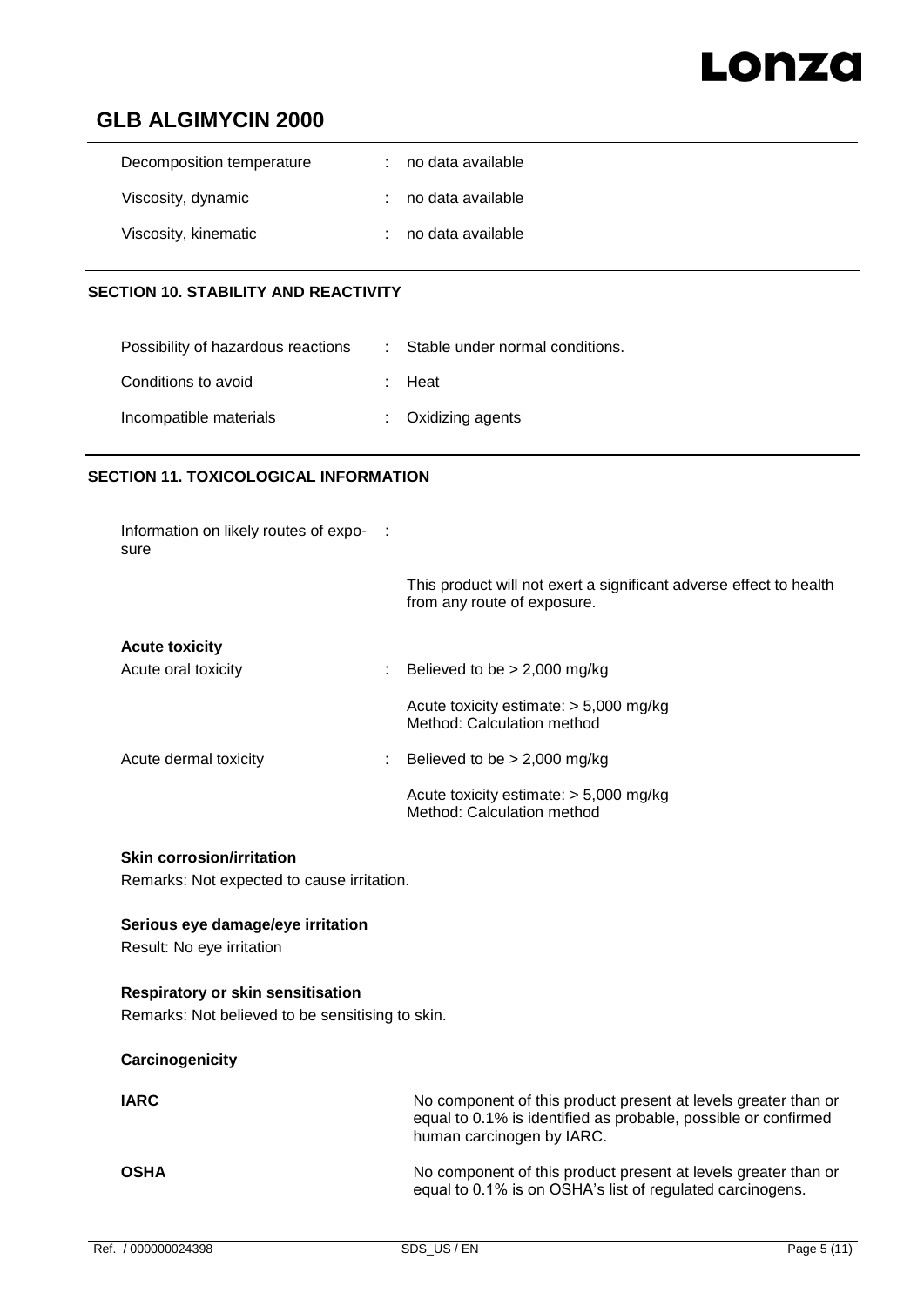| | | |
|---|---|---|
| Decomposition temperature | : | no data available |
| Viscosity, dynamic | : | no data available |
| Viscosity, kinematic | : | no data available |

## SECTION 10. STABILITY AND REACTIVITY

| | | |
|---|---|---|
| Possibility of hazardous reactions | : | Stable under normal conditions. |
| Conditions to avoid | : | Heat |
| Incompatible materials | : | Oxidizing agents |

## SECTION 11. TOXICOLOGICAL INFORMATION

Information on likely routes of exposure :

This product will not exert a significant adverse effect to health from any route of exposure.

**Acute toxicity**

| | | |
|---|---|---|
| Acute oral toxicity | : | Believed to be > 2,000 mg/kg |
| | | Acute toxicity estimate: > 5,000 mg/kg<br>Method: Calculation method |
| Acute dermal toxicity | : | Believed to be > 2,000 mg/kg |
| | | Acute toxicity estimate: > 5,000 mg/kg<br>Method: Calculation method |

**Skin corrosion/irritation**

Remarks: Not expected to cause irritation.

**Serious eye damage/eye irritation**

Result: No eye irritation

**Respiratory or skin sensitisation**

Remarks: Not believed to be sensitising to skin.

**Carcinogenicity**

| | |
|---|---|
| **IARC** | No component of this product present at levels greater than or equal to 0.1% is identified as probable, possible or confirmed human carcinogen by IARC. |
| **OSHA** | No component of this product present at levels greater than or equal to 0.1% is on OSHA's list of regulated carcinogens. |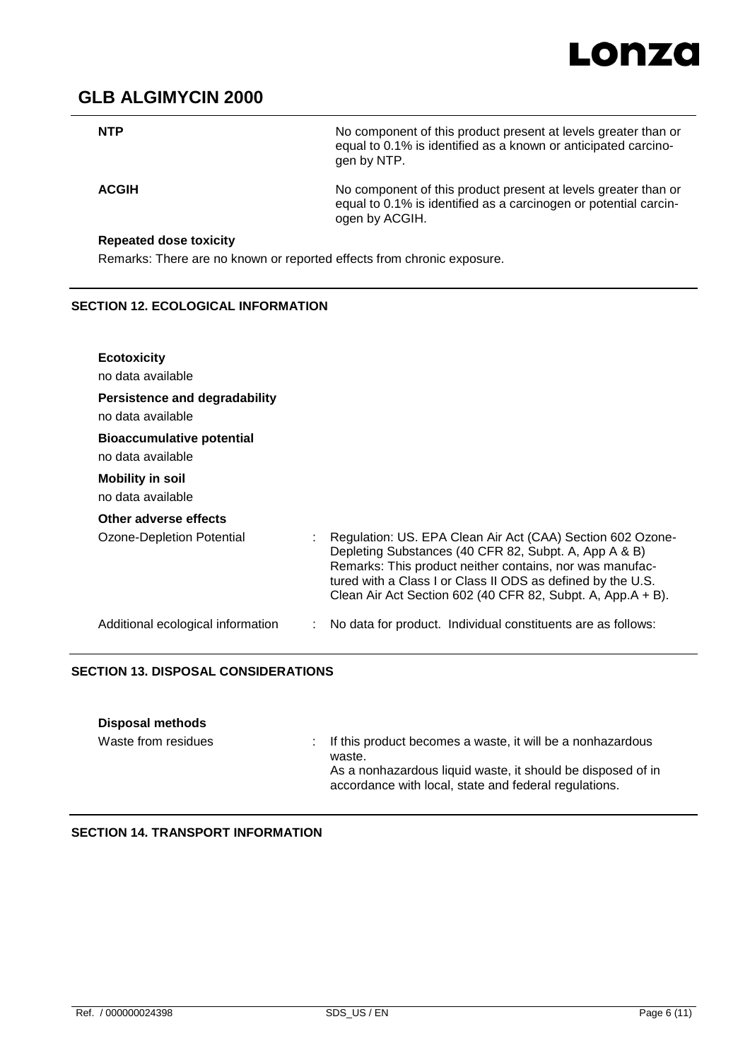| | |
|---|---|
| **NTP** | No component of this product present at levels greater than or equal to 0.1% is identified as a known or anticipated carcinogen by NTP. |
| **ACGIH** | No component of this product present at levels greater than or equal to 0.1% is identified as a carcinogen or potential carcinogen by ACGIH. |

**Repeated dose toxicity**

Remarks: There are no known or reported effects from chronic exposure.

## SECTION 12. ECOLOGICAL INFORMATION

**Ecotoxicity**

no data available

**Persistence and degradability**

no data available

**Bioaccumulative potential**

no data available

**Mobility in soil**

no data available

**Other adverse effects**

| | |
|---|---|
| Ozone-Depletion Potential | : Regulation: US. EPA Clean Air Act (CAA) Section 602 Ozone-Depleting Substances (40 CFR 82, Subpt. A, App A & B)<br>Remarks: This product neither contains, nor was manufactured with a Class I or Class II ODS as defined by the U.S. Clean Air Act Section 602 (40 CFR 82, Subpt. A, App.A + B). |
| Additional ecological information | : No data for product. Individual constituents are as follows: |

## SECTION 13. DISPOSAL CONSIDERATIONS

**Disposal methods**

| | |
|---|---|
| Waste from residues | : If this product becomes a waste, it will be a nonhazardous waste.<br>As a nonhazardous liquid waste, it should be disposed of in accordance with local, state and federal regulations. |

## SECTION 14. TRANSPORT INFORMATION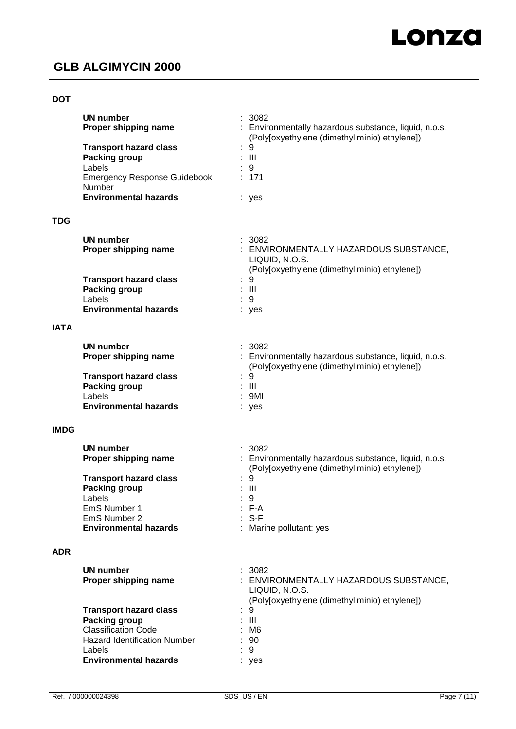**DOT**

**UN number** : 3082
**Proper shipping name** : Environmentally hazardous substance, liquid, n.o.s. (Poly[oxyethylene (dimethyliminio) ethylene])
**Transport hazard class** : 9
**Packing group** : III
Labels : 9
Emergency Response Guidebook Number : 171
**Environmental hazards** : yes

**TDG**

**UN number** : 3082
**Proper shipping name** : ENVIRONMENTALLY HAZARDOUS SUBSTANCE, LIQUID, N.O.S. (Poly[oxyethylene (dimethyliminio) ethylene])
**Transport hazard class** : 9
**Packing group** : III
Labels : 9
**Environmental hazards** : yes

**IATA**

**UN number** : 3082
**Proper shipping name** : Environmentally hazardous substance, liquid, n.o.s. (Poly[oxyethylene (dimethyliminio) ethylene])
**Transport hazard class** : 9
**Packing group** : III
Labels : 9MI
**Environmental hazards** : yes

**IMDG**

**UN number** : 3082
**Proper shipping name** : Environmentally hazardous substance, liquid, n.o.s. (Poly[oxyethylene (dimethyliminio) ethylene])
**Transport hazard class** : 9
**Packing group** : III
Labels : 9
EmS Number 1 : F-A
EmS Number 2 : S-F
**Environmental hazards** : Marine pollutant: yes

**ADR**

**UN number** : 3082
**Proper shipping name** : ENVIRONMENTALLY HAZARDOUS SUBSTANCE, LIQUID, N.O.S. (Poly[oxyethylene (dimethyliminio) ethylene])
**Transport hazard class** : 9
**Packing group** : III
Classification Code : M6
Hazard Identification Number : 90
Labels : 9
**Environmental hazards** : yes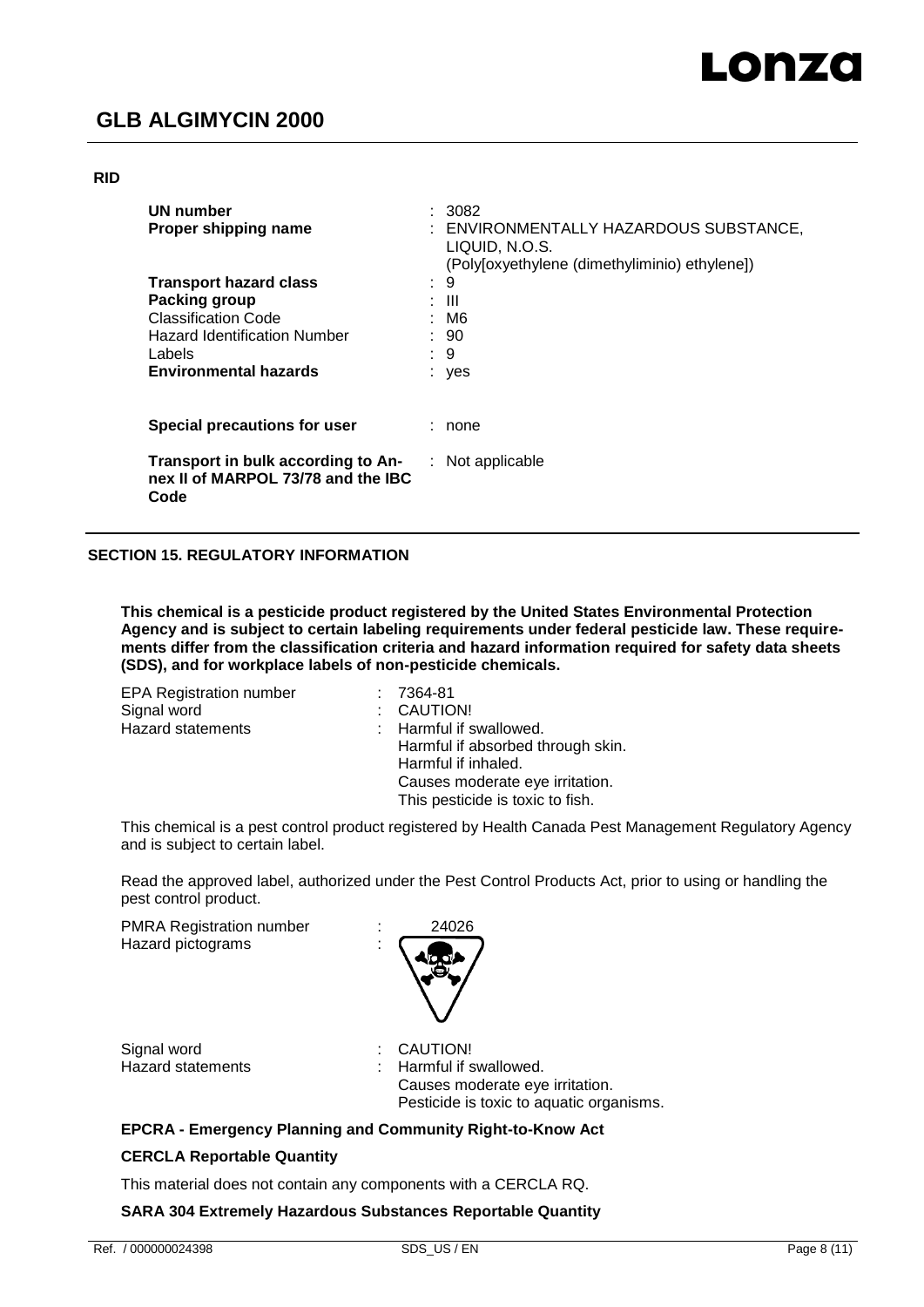**RID**

| | |
|---|---|
| **UN number** | : 3082 |
| **Proper shipping name** | : ENVIRONMENTALLY HAZARDOUS SUBSTANCE, LIQUID, N.O.S. (Poly[oxyethylene (dimethyliminio) ethylene]) |
| **Transport hazard class** | : 9 |
| **Packing group** | : III |
| Classification Code | : M6 |
| Hazard Identification Number | : 90 |
| Labels | : 9 |
| **Environmental hazards** | : yes |

**Special precautions for user** : none

**Transport in bulk according to Annex II of MARPOL 73/78 and the IBC Code** : Not applicable

## SECTION 15. REGULATORY INFORMATION

**This chemical is a pesticide product registered by the United States Environmental Protection Agency and is subject to certain labeling requirements under federal pesticide law. These requirements differ from the classification criteria and hazard information required for safety data sheets (SDS), and for workplace labels of non-pesticide chemicals.**

| | |
|---|---|
| EPA Registration number | : 7364-81 |
| Signal word | : CAUTION! |
| Hazard statements | : Harmful if swallowed.<br>Harmful if absorbed through skin.<br>Harmful if inhaled.<br>Causes moderate eye irritation.<br>This pesticide is toxic to fish. |

This chemical is a pest control product registered by Health Canada Pest Management Regulatory Agency and is subject to certain label.

Read the approved label, authorized under the Pest Control Products Act, prior to using or handling the pest control product.

| | |
|---|---|
| PMRA Registration number | : 24026 |
| Hazard pictograms | : |
| Signal word | : CAUTION! |
| Hazard statements | : Harmful if swallowed.<br>Causes moderate eye irritation.<br>Pesticide is toxic to aquatic organisms. |

**EPCRA - Emergency Planning and Community Right-to-Know Act**

**CERCLA Reportable Quantity**

This material does not contain any components with a CERCLA RQ.

**SARA 304 Extremely Hazardous Substances Reportable Quantity**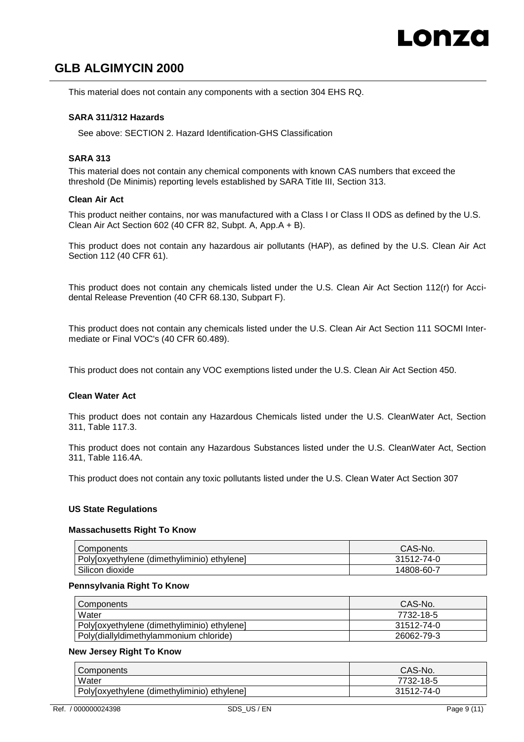This material does not contain any components with a section 304 EHS RQ.

**SARA 311/312 Hazards**

See above: SECTION 2. Hazard Identification-GHS Classification

**SARA 313**

This material does not contain any chemical components with known CAS numbers that exceed the threshold (De Minimis) reporting levels established by SARA Title III, Section 313.

**Clean Air Act**

This product neither contains, nor was manufactured with a Class I or Class II ODS as defined by the U.S. Clean Air Act Section 602 (40 CFR 82, Subpt. A, App.A + B).

This product does not contain any hazardous air pollutants (HAP), as defined by the U.S. Clean Air Act Section 112 (40 CFR 61).

This product does not contain any chemicals listed under the U.S. Clean Air Act Section 112(r) for Accidental Release Prevention (40 CFR 68.130, Subpart F).

This product does not contain any chemicals listed under the U.S. Clean Air Act Section 111 SOCMI Intermediate or Final VOC's (40 CFR 60.489).

This product does not contain any VOC exemptions listed under the U.S. Clean Air Act Section 450.

**Clean Water Act**

This product does not contain any Hazardous Chemicals listed under the U.S. CleanWater Act, Section 311, Table 117.3.

This product does not contain any Hazardous Substances listed under the U.S. CleanWater Act, Section 311, Table 116.4A.

This product does not contain any toxic pollutants listed under the U.S. Clean Water Act Section 307

**US State Regulations**

**Massachusetts Right To Know**

| Components | CAS-No. |
|---|---|
| Poly[oxyethylene (dimethyliminio) ethylene] | 31512-74-0 |
| Silicon dioxide | 14808-60-7 |

**Pennsylvania Right To Know**

| Components | CAS-No. |
|---|---|
| Water | 7732-18-5 |
| Poly[oxyethylene (dimethyliminio) ethylene] | 31512-74-0 |
| Poly(diallyldimethylammonium chloride) | 26062-79-3 |

**New Jersey Right To Know**

| Components | CAS-No. |
|---|---|
| Water | 7732-18-5 |
| Poly[oxyethylene (dimethyliminio) ethylene] | 31512-74-0 |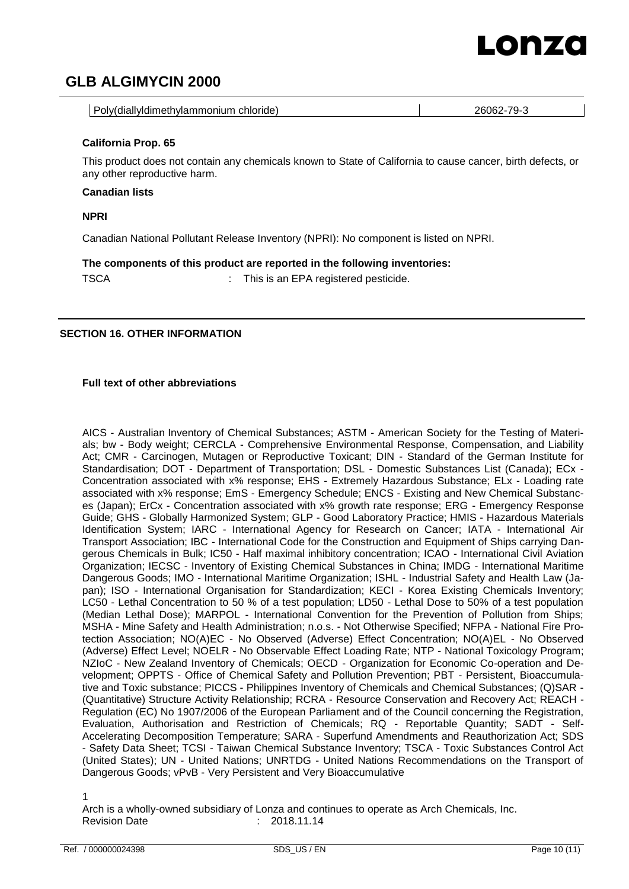| Poly(diallyldimethylammonium chloride) | 26062-79-3 |
|---|---|

**California Prop. 65**

This product does not contain any chemicals known to State of California to cause cancer, birth defects, or any other reproductive harm.

**Canadian lists**

**NPRI**

Canadian National Pollutant Release Inventory (NPRI): No component is listed on NPRI.

**The components of this product are reported in the following inventories:**

TSCA : This is an EPA registered pesticide.

## SECTION 16. OTHER INFORMATION

**Full text of other abbreviations**

AICS - Australian Inventory of Chemical Substances; ASTM - American Society for the Testing of Materials; bw - Body weight; CERCLA - Comprehensive Environmental Response, Compensation, and Liability Act; CMR - Carcinogen, Mutagen or Reproductive Toxicant; DIN - Standard of the German Institute for Standardisation; DOT - Department of Transportation; DSL - Domestic Substances List (Canada); ECx - Concentration associated with x% response; EHS - Extremely Hazardous Substance; ELx - Loading rate associated with x% response; EmS - Emergency Schedule; ENCS - Existing and New Chemical Substances (Japan); ErCx - Concentration associated with x% growth rate response; ERG - Emergency Response Guide; GHS - Globally Harmonized System; GLP - Good Laboratory Practice; HMIS - Hazardous Materials Identification System; IARC - International Agency for Research on Cancer; IATA - International Air Transport Association; IBC - International Code for the Construction and Equipment of Ships carrying Dangerous Chemicals in Bulk; IC50 - Half maximal inhibitory concentration; ICAO - International Civil Aviation Organization; IECSC - Inventory of Existing Chemical Substances in China; IMDG - International Maritime Dangerous Goods; IMO - International Maritime Organization; ISHL - Industrial Safety and Health Law (Japan); ISO - International Organisation for Standardization; KECI - Korea Existing Chemicals Inventory; LC50 - Lethal Concentration to 50 % of a test population; LD50 - Lethal Dose to 50% of a test population (Median Lethal Dose); MARPOL - International Convention for the Prevention of Pollution from Ships; MSHA - Mine Safety and Health Administration; n.o.s. - Not Otherwise Specified; NFPA - National Fire Protection Association; NO(A)EC - No Observed (Adverse) Effect Concentration; NO(A)EL - No Observed (Adverse) Effect Level; NOELR - No Observable Effect Loading Rate; NTP - National Toxicology Program; NZIoC - New Zealand Inventory of Chemicals; OECD - Organization for Economic Co-operation and Development; OPPTS - Office of Chemical Safety and Pollution Prevention; PBT - Persistent, Bioaccumulative and Toxic substance; PICCS - Philippines Inventory of Chemicals and Chemical Substances; (Q)SAR - (Quantitative) Structure Activity Relationship; RCRA - Resource Conservation and Recovery Act; REACH - Regulation (EC) No 1907/2006 of the European Parliament and of the Council concerning the Registration, Evaluation, Authorisation and Restriction of Chemicals; RQ - Reportable Quantity; SADT - Self-Accelerating Decomposition Temperature; SARA - Superfund Amendments and Reauthorization Act; SDS - Safety Data Sheet; TCSI - Taiwan Chemical Substance Inventory; TSCA - Toxic Substances Control Act (United States); UN - United Nations; UNRTDG - United Nations Recommendations on the Transport of Dangerous Goods; vPvB - Very Persistent and Very Bioaccumulative

1

Arch is a wholly-owned subsidiary of Lonza and continues to operate as Arch Chemicals, Inc.

Revision Date : 2018.11.14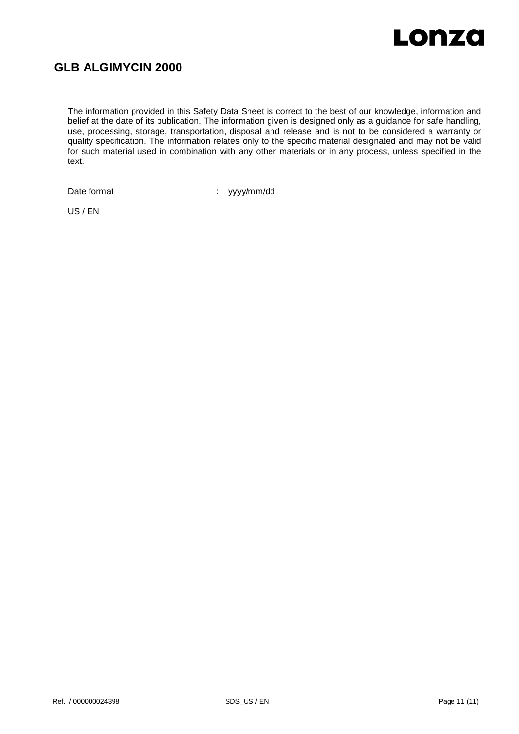The information provided in this Safety Data Sheet is correct to the best of our knowledge, information and belief at the date of its publication. The information given is designed only as a guidance for safe handling, use, processing, storage, transportation, disposal and release and is not to be considered a warranty or quality specification. The information relates only to the specific material designated and may not be valid for such material used in combination with any other materials or in any process, unless specified in the text.

Date format : yyyy/mm/dd

US / EN